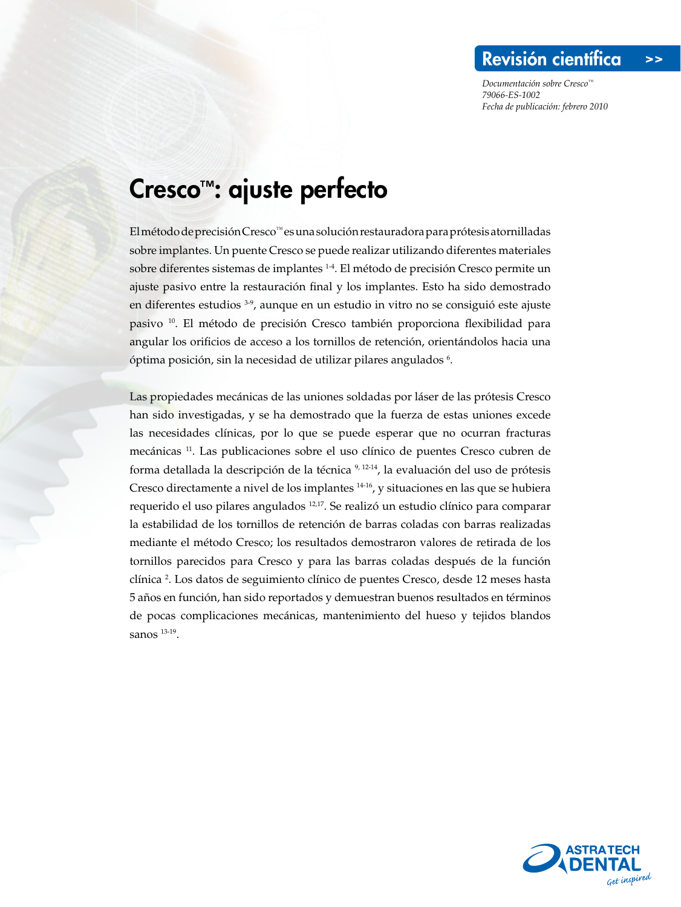**Revisión científica** >>

*Documentación sobre Cresco™*
*79066-ES-1002*
*Fecha de publicación: febrero 2010*

# Cresco™: ajuste perfecto

El método de precisión Cresco™ es una solución restauradora para prótesis atornilladas sobre implantes. Un puente Cresco se puede realizar utilizando diferentes materiales sobre diferentes sistemas de implantes [1-4]. El método de precisión Cresco permite un ajuste pasivo entre la restauración final y los implantes. Esto ha sido demostrado en diferentes estudios [3-9], aunque en un estudio in vitro no se consiguió este ajuste pasivo [10]. El método de precisión Cresco también proporciona flexibilidad para angular los orificios de acceso a los tornillos de retención, orientándolos hacia una óptima posición, sin la necesidad de utilizar pilares angulados [6].

Las propiedades mecánicas de las uniones soldadas por láser de las prótesis Cresco han sido investigadas, y se ha demostrado que la fuerza de estas uniones excede las necesidades clínicas, por lo que se puede esperar que no ocurran fracturas mecánicas [11]. Las publicaciones sobre el uso clínico de puentes Cresco cubren de forma detallada la descripción de la técnica [9, 12-14], la evaluación del uso de prótesis Cresco directamente a nivel de los implantes [14-16], y situaciones en las que se hubiera requerido el uso pilares angulados [12,17]. Se realizó un estudio clínico para comparar la estabilidad de los tornillos de retención de barras coladas con barras realizadas mediante el método Cresco; los resultados demostraron valores de retirada de los tornillos parecidos para Cresco y para las barras coladas después de la función clínica [2]. Los datos de seguimiento clínico de puentes Cresco, desde 12 meses hasta 5 años en función, han sido reportados y demuestran buenos resultados en términos de pocas complicaciones mecánicas, mantenimiento del hueso y tejidos blandos sanos [13-19].

ASTRA TECH DENTAL
Get inspired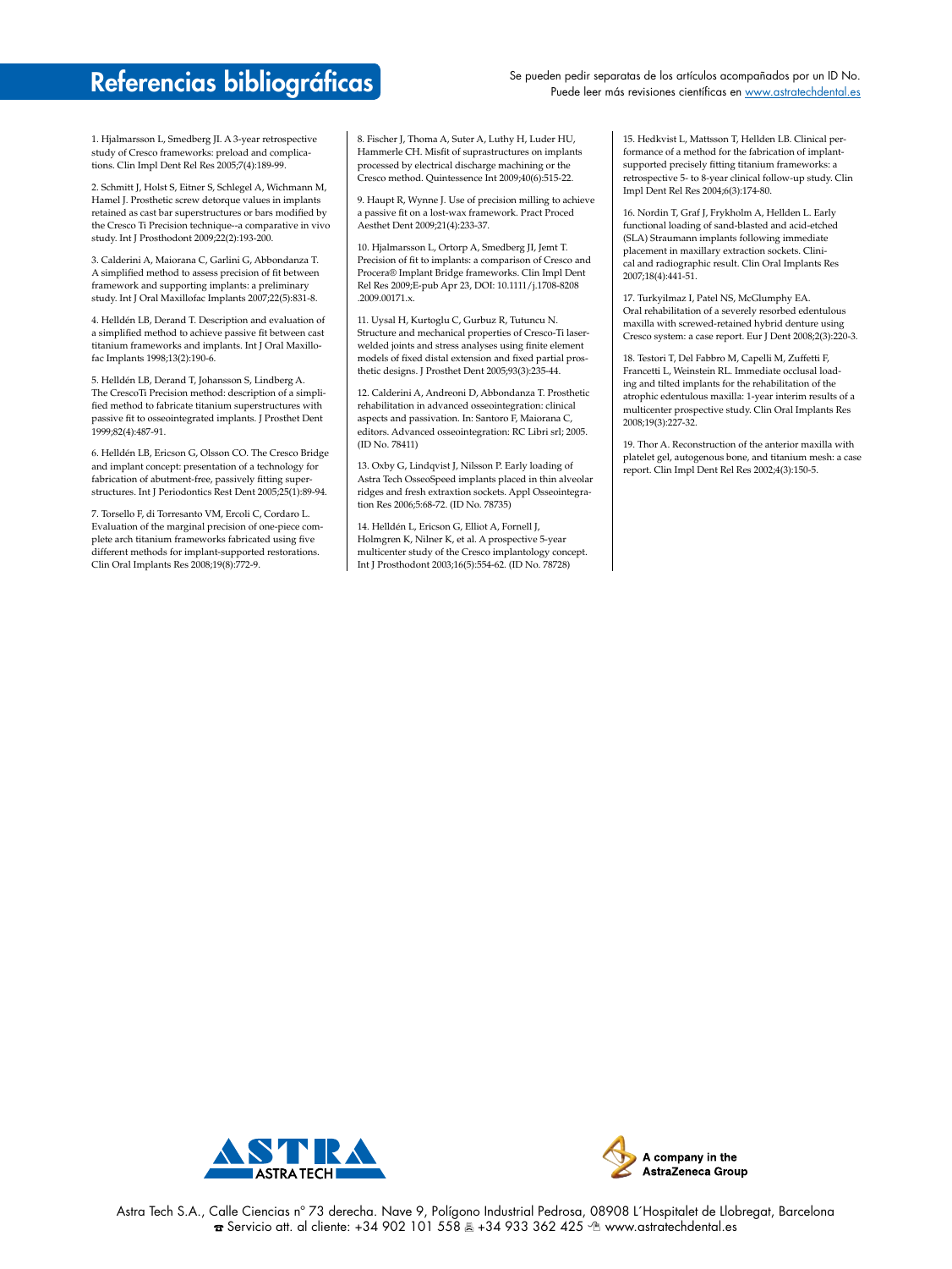# Referencias bibliográficas

Se pueden pedir separatas de los artículos acompañados por un ID No.
Puede leer más revisiones científicas en www.astratechdental.es

1. Hjalmarsson L, Smedberg JI. A 3-year retrospective study of Cresco frameworks: preload and complications. Clin Impl Dent Rel Res 2005;7(4):189-99.

2. Schmitt J, Holst S, Eitner S, Schlegel A, Wichmann M, Hamel J. Prosthetic screw detorque values in implants retained as cast bar superstructures or bars modified by the Cresco Ti Precision technique--a comparative in vivo study. Int J Prosthodont 2009;22(2):193-200.

3. Calderini A, Maiorana C, Garlini G, Abbondanza T. A simplified method to assess precision of fit between framework and supporting implants: a preliminary study. Int J Oral Maxillofac Implants 2007;22(5):831-8.

4. Helldén LB, Derand T. Description and evaluation of a simplified method to achieve passive fit between cast titanium frameworks and implants. Int J Oral Maxillofac Implants 1998;13(2):190-6.

5. Helldén LB, Derand T, Johansson S, Lindberg A. The CrescoTi Precision method: description of a simplified method to fabricate titanium superstructures with passive fit to osseointegrated implants. J Prosthet Dent 1999;82(4):487-91.

6. Helldén LB, Ericson G, Olsson CO. The Cresco Bridge and implant concept: presentation of a technology for fabrication of abutment-free, passively fitting superstructures. Int J Periodontics Rest Dent 2005;25(1):89-94.

7. Torsello F, di Torresanto VM, Ercoli C, Cordaro L. Evaluation of the marginal precision of one-piece complete arch titanium frameworks fabricated using five different methods for implant-supported restorations. Clin Oral Implants Res 2008;19(8):772-9.

8. Fischer J, Thoma A, Suter A, Luthy H, Luder HU, Hammerle CH. Misfit of suprastructures on implants processed by electrical discharge machining or the Cresco method. Quintessence Int 2009;40(6):515-22.

9. Haupt R, Wynne J. Use of precision milling to achieve a passive fit on a lost-wax framework. Pract Proced Aesthet Dent 2009;21(4):233-37.

10. Hjalmarsson L, Ortorp A, Smedberg JI, Jemt T. Precision of fit to implants: a comparison of Cresco and Procera® Implant Bridge frameworks. Clin Impl Dent Rel Res 2009;E-pub Apr 23, DOI: 10.1111/j.1708-8208.2009.00171.x.

11. Uysal H, Kurtoglu C, Gurbuz R, Tutuncu N. Structure and mechanical properties of Cresco-Ti laser-welded joints and stress analyses using finite element models of fixed distal extension and fixed partial prosthetic designs. J Prosthet Dent 2005;93(3):235-44.

12. Calderini A, Andreoni D, Abbondanza T. Prosthetic rehabilitation in advanced osseointegration: clinical aspects and passivation. In: Santoro F, Maiorana C, editors. Advanced osseointegration: RC Libri srl; 2005. (ID No. 78411)

13. Oxby G, Lindqvist J, Nilsson P. Early loading of Astra Tech OsseoSpeed implants placed in thin alveolar ridges and fresh extraxtion sockets. Appl Osseointegration Res 2006;5:68-72. (ID No. 78735)

14. Helldén L, Ericson G, Elliot A, Fornell J, Holmgren K, Nilner K, et al. A prospective 5-year multicenter study of the Cresco implantology concept. Int J Prosthodont 2003;16(5):554-62. (ID No. 78728)

15. Hedkvist L, Mattsson T, Hellden LB. Clinical performance of a method for the fabrication of implant-supported precisely fitting titanium frameworks: a retrospective 5- to 8-year clinical follow-up study. Clin Impl Dent Rel Res 2004;6(3):174-80.

16. Nordin T, Graf J, Frykholm A, Hellden L. Early functional loading of sand-blasted and acid-etched (SLA) Straumann implants following immediate placement in maxillary extraction sockets. Clinical and radiographic result. Clin Oral Implants Res 2007;18(4):441-51.

17. Turkyilmaz I, Patel NS, McGlumphy EA. Oral rehabilitation of a severely resorbed edentulous maxilla with screwed-retained hybrid denture using Cresco system: a case report. Eur J Dent 2008;2(3):220-3.

18. Testori T, Del Fabbro M, Capelli M, Zuffetti F, Francetti L, Weinstein RL. Immediate occlusal loading and tilted implants for the rehabilitation of the atrophic edentulous maxilla: 1-year interim results of a multicenter prospective study. Clin Oral Implants Res 2008;19(3):227-32.

19. Thor A. Reconstruction of the anterior maxilla with platelet gel, autogenous bone, and titanium mesh: a case report. Clin Impl Dent Rel Res 2002;4(3):150-5.

ASTRA TECH

A company in the AstraZeneca Group

Astra Tech S.A., Calle Ciencias nº 73 derecha. Nave 9, Polígono Industrial Pedrosa, 08908 L´Hospitalet de Llobregat, Barcelona
Servicio att. al cliente: +34 902 101 558 +34 933 362 425 www.astratechdental.es